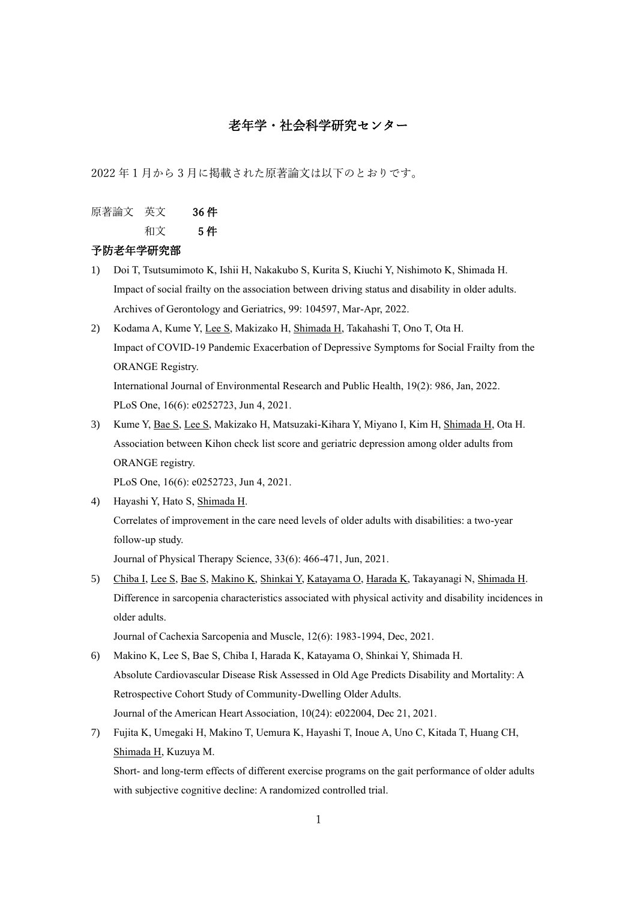# 老年学・社会科学研究センター

2022 年 1 月から 3 月に掲載された原著論文は以下のとおりです。

原著論文　英文　**36 件**

　　　　　和文　**5 件**

## 予防老年学研究部

1) Doi T, Tsutsumimoto K, Ishii H, Nakakubo S, Kurita S, Kiuchi Y, Nishimoto K, Shimada H.
   Impact of social frailty on the association between driving status and disability in older adults.
   Archives of Gerontology and Geriatrics, 99: 104597, Mar-Apr, 2022.

2) Kodama A, Kume Y, Lee S, Makizako H, Shimada H, Takahashi T, Ono T, Ota H.
   Impact of COVID-19 Pandemic Exacerbation of Depressive Symptoms for Social Frailty from the ORANGE Registry.
   International Journal of Environmental Research and Public Health, 19(2): 986, Jan, 2022.
   PLoS One, 16(6): e0252723, Jun 4, 2021.

3) Kume Y, Bae S, Lee S, Makizako H, Matsuzaki-Kihara Y, Miyano I, Kim H, Shimada H, Ota H.
   Association between Kihon check list score and geriatric depression among older adults from ORANGE registry.
   PLoS One, 16(6): e0252723, Jun 4, 2021.

4) Hayashi Y, Hato S, Shimada H.
   Correlates of improvement in the care need levels of older adults with disabilities: a two-year follow-up study.
   Journal of Physical Therapy Science, 33(6): 466-471, Jun, 2021.

5) Chiba I, Lee S, Bae S, Makino K, Shinkai Y, Katayama O, Harada K, Takayanagi N, Shimada H.
   Difference in sarcopenia characteristics associated with physical activity and disability incidences in older adults.
   Journal of Cachexia Sarcopenia and Muscle, 12(6): 1983-1994, Dec, 2021.

6) Makino K, Lee S, Bae S, Chiba I, Harada K, Katayama O, Shinkai Y, Shimada H.
   Absolute Cardiovascular Disease Risk Assessed in Old Age Predicts Disability and Mortality: A Retrospective Cohort Study of Community-Dwelling Older Adults.
   Journal of the American Heart Association, 10(24): e022004, Dec 21, 2021.

7) Fujita K, Umegaki H, Makino T, Uemura K, Hayashi T, Inoue A, Uno C, Kitada T, Huang CH, Shimada H, Kuzuya M.
   Short- and long-term effects of different exercise programs on the gait performance of older adults with subjective cognitive decline: A randomized controlled trial.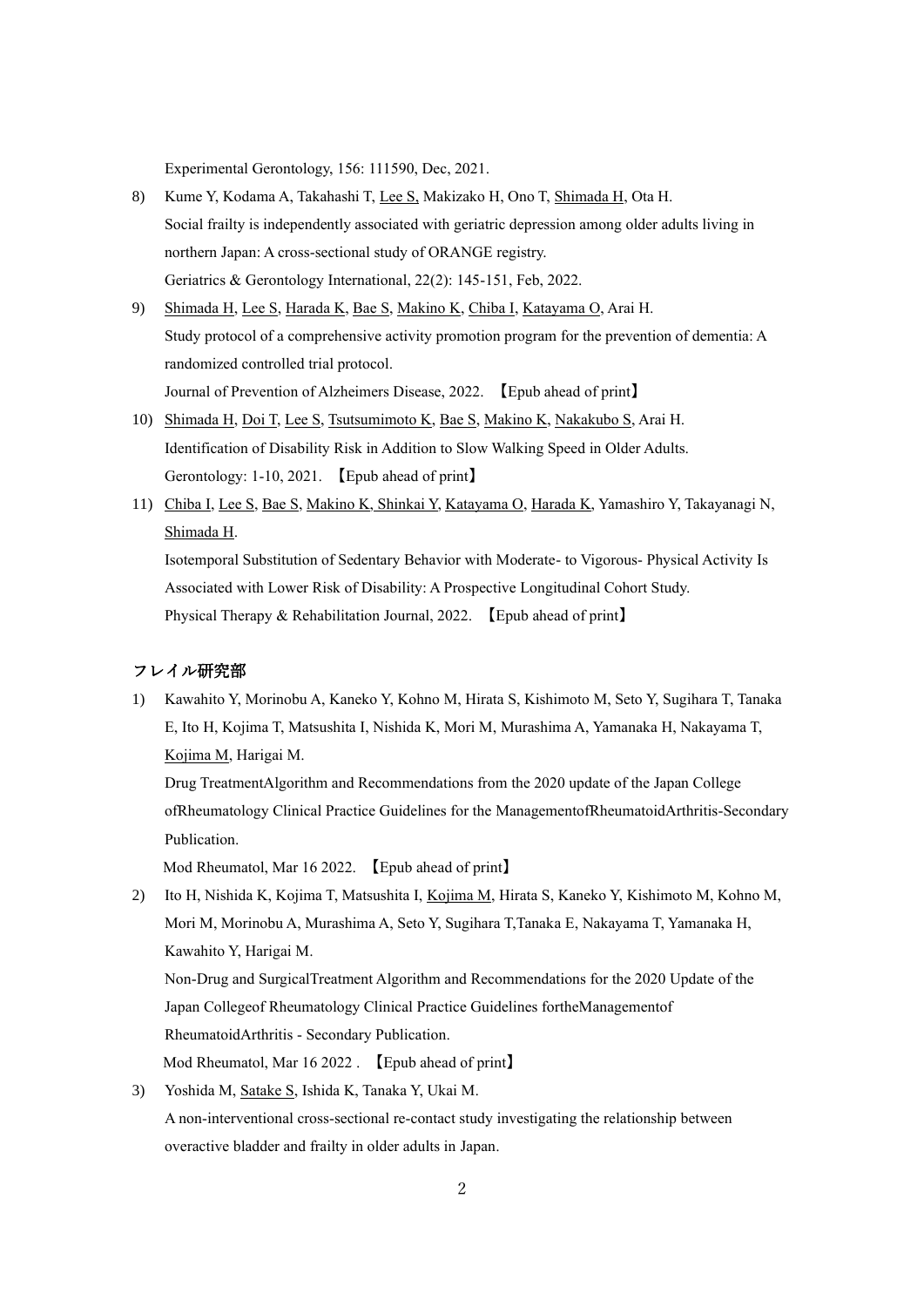Experimental Gerontology, 156: 111590, Dec, 2021.

8) Kume Y, Kodama A, Takahashi T, <u>Lee S,</u> Makizako H, Ono T, <u>Shimada H</u>, Ota H.
Social frailty is independently associated with geriatric depression among older adults living in northern Japan: A cross-sectional study of ORANGE registry.
Geriatrics & Gerontology International, 22(2): 145-151, Feb, 2022.

9) <u>Shimada H</u>, <u>Lee S</u>, <u>Harada K</u>, <u>Bae S</u>, <u>Makino K</u>, <u>Chiba I</u>, <u>Katayama O</u>, Arai H.
Study protocol of a comprehensive activity promotion program for the prevention of dementia: A randomized controlled trial protocol.
Journal of Prevention of Alzheimers Disease, 2022. 【Epub ahead of print】

10) <u>Shimada H</u>, <u>Doi T</u>, <u>Lee S</u>, <u>Tsutsumimoto K</u>, <u>Bae S</u>, <u>Makino K</u>, <u>Nakakubo S</u>, Arai H.
Identification of Disability Risk in Addition to Slow Walking Speed in Older Adults.
Gerontology: 1-10, 2021. 【Epub ahead of print】

11) <u>Chiba I</u>, <u>Lee S</u>, <u>Bae S</u>, <u>Makino K, Shinkai Y</u>, <u>Katayama O</u>, <u>Harada K</u>, Yamashiro Y, Takayanagi N, <u>Shimada H</u>.
Isotemporal Substitution of Sedentary Behavior with Moderate- to Vigorous- Physical Activity Is Associated with Lower Risk of Disability: A Prospective Longitudinal Cohort Study.
Physical Therapy & Rehabilitation Journal, 2022. 【Epub ahead of print】

## フレイル研究部

1) Kawahito Y, Morinobu A, Kaneko Y, Kohno M, Hirata S, Kishimoto M, Seto Y, Sugihara T, Tanaka E, Ito H, Kojima T, Matsushita I, Nishida K, Mori M, Murashima A, Yamanaka H, Nakayama T, <u>Kojima M</u>, Harigai M.
Drug TreatmentAlgorithm and Recommendations from the 2020 update of the Japan College ofRheumatology Clinical Practice Guidelines for the ManagementofRheumatoidArthritis-Secondary Publication.
Mod Rheumatol, Mar 16 2022. 【Epub ahead of print】

2) Ito H, Nishida K, Kojima T, Matsushita I, <u>Kojima M</u>, Hirata S, Kaneko Y, Kishimoto M, Kohno M, Mori M, Morinobu A, Murashima A, Seto Y, Sugihara T,Tanaka E, Nakayama T, Yamanaka H, Kawahito Y, Harigai M.
Non-Drug and SurgicalTreatment Algorithm and Recommendations for the 2020 Update of the Japan Collegeof Rheumatology Clinical Practice Guidelines fortheManagementof RheumatoidArthritis - Secondary Publication.
Mod Rheumatol, Mar 16 2022 . 【Epub ahead of print】

3) Yoshida M, <u>Satake S</u>, Ishida K, Tanaka Y, Ukai M.
A non-interventional cross-sectional re-contact study investigating the relationship between overactive bladder and frailty in older adults in Japan.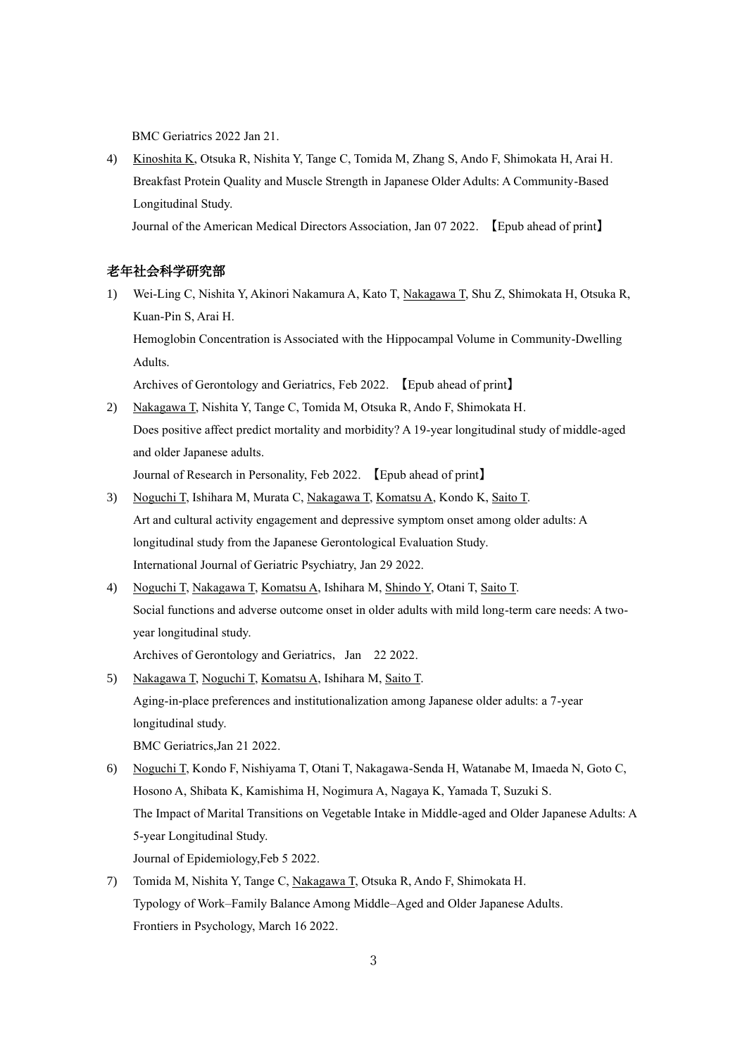BMC Geriatrics 2022 Jan 21.

4) <u>Kinoshita K</u>, Otsuka R, Nishita Y, Tange C, Tomida M, Zhang S, Ando F, Shimokata H, Arai H.
   Breakfast Protein Quality and Muscle Strength in Japanese Older Adults: A Community-Based Longitudinal Study.
   Journal of the American Medical Directors Association, Jan 07 2022. 【Epub ahead of print】

### 老年社会科学研究部

1) Wei-Ling C, Nishita Y, Akinori Nakamura A, Kato T, <u>Nakagawa T</u>, Shu Z, Shimokata H, Otsuka R, Kuan-Pin S, Arai H.
   Hemoglobin Concentration is Associated with the Hippocampal Volume in Community-Dwelling Adults.
   Archives of Gerontology and Geriatrics, Feb 2022. 【Epub ahead of print】
2) <u>Nakagawa T</u>, Nishita Y, Tange C, Tomida M, Otsuka R, Ando F, Shimokata H.
   Does positive affect predict mortality and morbidity? A 19-year longitudinal study of middle-aged and older Japanese adults.
   Journal of Research in Personality, Feb 2022. 【Epub ahead of print】
3) <u>Noguchi T</u>, Ishihara M, Murata C, <u>Nakagawa T</u>, <u>Komatsu A</u>, Kondo K, <u>Saito T</u>.
   Art and cultural activity engagement and depressive symptom onset among older adults: A longitudinal study from the Japanese Gerontological Evaluation Study.
   International Journal of Geriatric Psychiatry, Jan 29 2022.
4) <u>Noguchi T</u>, <u>Nakagawa T</u>, <u>Komatsu A</u>, Ishihara M, <u>Shindo Y</u>, Otani T, <u>Saito T</u>.
   Social functions and adverse outcome onset in older adults with mild long-term care needs: A two-year longitudinal study.
   Archives of Gerontology and Geriatrics, Jan 22 2022.
5) <u>Nakagawa T</u>, <u>Noguchi T</u>, <u>Komatsu A</u>, Ishihara M, <u>Saito T</u>.
   Aging-in-place preferences and institutionalization among Japanese older adults: a 7-year longitudinal study.
   BMC Geriatrics,Jan 21 2022.
6) <u>Noguchi T</u>, Kondo F, Nishiyama T, Otani T, Nakagawa-Senda H, Watanabe M, Imaeda N, Goto C, Hosono A, Shibata K, Kamishima H, Nogimura A, Nagaya K, Yamada T, Suzuki S.
   The Impact of Marital Transitions on Vegetable Intake in Middle-aged and Older Japanese Adults: A 5-year Longitudinal Study.
   Journal of Epidemiology,Feb 5 2022.
7) Tomida M, Nishita Y, Tange C, <u>Nakagawa T</u>, Otsuka R, Ando F, Shimokata H.
   Typology of Work–Family Balance Among Middle–Aged and Older Japanese Adults.
   Frontiers in Psychology, March 16 2022.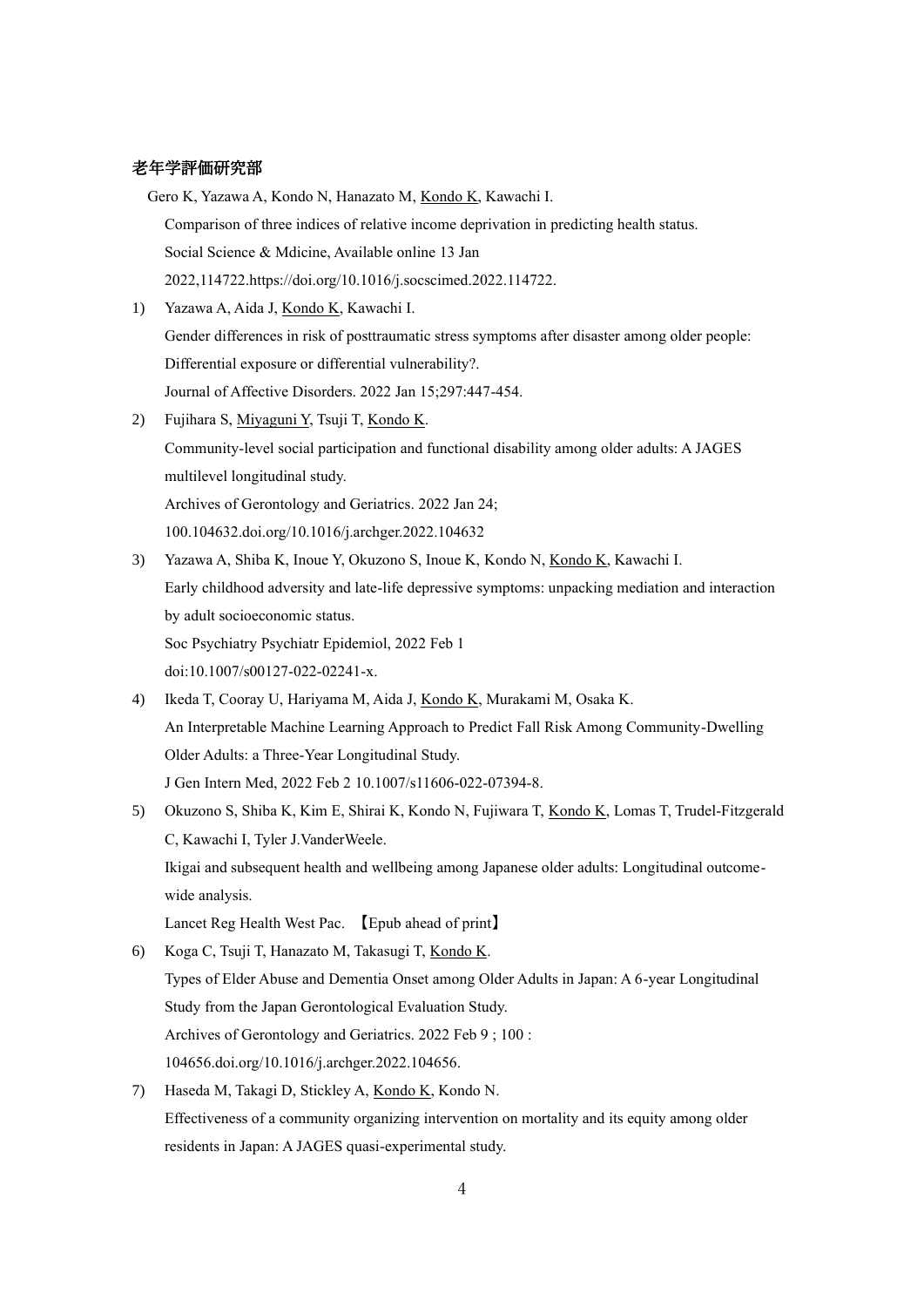**老年学評価研究部**

Gero K, Yazawa A, Kondo N, Hanazato M, <u>Kondo K</u>, Kawachi I.
Comparison of three indices of relative income deprivation in predicting health status.
Social Science & Mdicine, Available online 13 Jan 2022,114722.https://doi.org/10.1016/j.socscimed.2022.114722.

1) Yazawa A, Aida J, <u>Kondo K</u>, Kawachi I.
Gender differences in risk of posttraumatic stress symptoms after disaster among older people: Differential exposure or differential vulnerability?.
Journal of Affective Disorders. 2022 Jan 15;297:447-454.

2) Fujihara S, <u>Miyaguni Y</u>, Tsuji T, <u>Kondo K</u>.
Community-level social participation and functional disability among older adults: A JAGES multilevel longitudinal study.
Archives of Gerontology and Geriatrics. 2022 Jan 24;
100.104632.doi.org/10.1016/j.archger.2022.104632

3) Yazawa A, Shiba K, Inoue Y, Okuzono S, Inoue K, Kondo N, <u>Kondo K</u>, Kawachi I.
Early childhood adversity and late-life depressive symptoms: unpacking mediation and interaction by adult socioeconomic status.
Soc Psychiatry Psychiatr Epidemiol, 2022 Feb 1
doi:10.1007/s00127-022-02241-x.

4) Ikeda T, Cooray U, Hariyama M, Aida J, <u>Kondo K</u>, Murakami M, Osaka K.
An Interpretable Machine Learning Approach to Predict Fall Risk Among Community-Dwelling Older Adults: a Three-Year Longitudinal Study.
J Gen Intern Med, 2022 Feb 2 10.1007/s11606-022-07394-8.

5) Okuzono S, Shiba K, Kim E, Shirai K, Kondo N, Fujiwara T, <u>Kondo K</u>, Lomas T, Trudel-Fitzgerald C, Kawachi I, Tyler J.VanderWeele.
Ikigai and subsequent health and wellbeing among Japanese older adults: Longitudinal outcome-wide analysis.
Lancet Reg Health West Pac. 【Epub ahead of print】

6) Koga C, Tsuji T, Hanazato M, Takasugi T, <u>Kondo K</u>.
Types of Elder Abuse and Dementia Onset among Older Adults in Japan: A 6-year Longitudinal Study from the Japan Gerontological Evaluation Study.
Archives of Gerontology and Geriatrics. 2022 Feb 9 ; 100 :
104656.doi.org/10.1016/j.archger.2022.104656.

7) Haseda M, Takagi D, Stickley A, <u>Kondo K</u>, Kondo N.
Effectiveness of a community organizing intervention on mortality and its equity among older residents in Japan: A JAGES quasi-experimental study.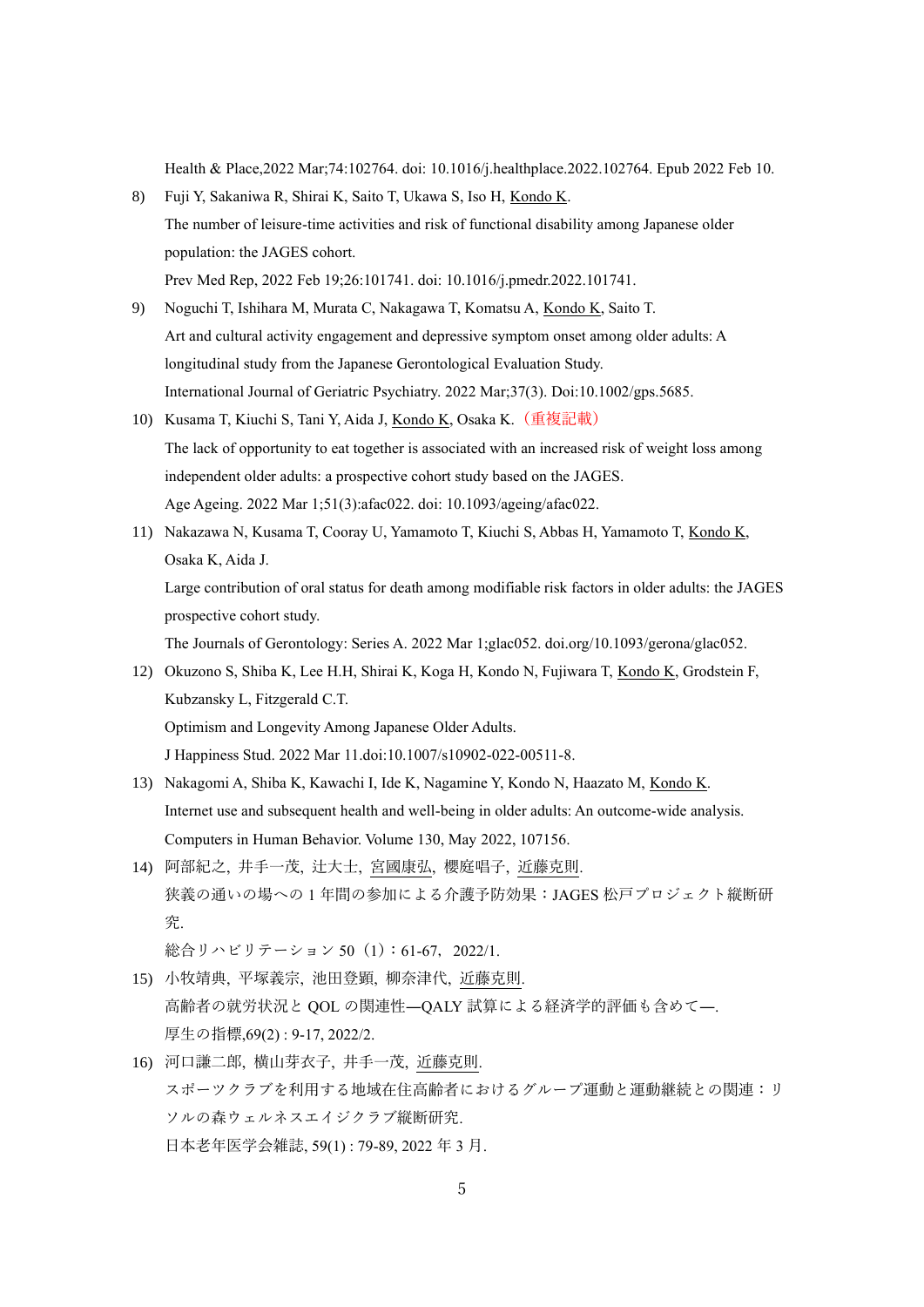Health & Place,2022 Mar;74:102764. doi: 10.1016/j.healthplace.2022.102764. Epub 2022 Feb 10.

8) Fuji Y, Sakaniwa R, Shirai K, Saito T, Ukawa S, Iso H, Kondo K.
The number of leisure-time activities and risk of functional disability among Japanese older population: the JAGES cohort.
Prev Med Rep, 2022 Feb 19;26:101741. doi: 10.1016/j.pmedr.2022.101741.

9) Noguchi T, Ishihara M, Murata C, Nakagawa T, Komatsu A, Kondo K, Saito T.
Art and cultural activity engagement and depressive symptom onset among older adults: A longitudinal study from the Japanese Gerontological Evaluation Study.
International Journal of Geriatric Psychiatry. 2022 Mar;37(3). Doi:10.1002/gps.5685.

10) Kusama T, Kiuchi S, Tani Y, Aida J, Kondo K, Osaka K.（重複記載）
The lack of opportunity to eat together is associated with an increased risk of weight loss among independent older adults: a prospective cohort study based on the JAGES.
Age Ageing. 2022 Mar 1;51(3):afac022. doi: 10.1093/ageing/afac022.

11) Nakazawa N, Kusama T, Cooray U, Yamamoto T, Kiuchi S, Abbas H, Yamamoto T, Kondo K, Osaka K, Aida J.
Large contribution of oral status for death among modifiable risk factors in older adults: the JAGES prospective cohort study.
The Journals of Gerontology: Series A. 2022 Mar 1;glac052. doi.org/10.1093/gerona/glac052.

12) Okuzono S, Shiba K, Lee H.H, Shirai K, Koga H, Kondo N, Fujiwara T, Kondo K, Grodstein F, Kubzansky L, Fitzgerald C.T.
Optimism and Longevity Among Japanese Older Adults.
J Happiness Stud. 2022 Mar 11.doi:10.1007/s10902-022-00511-8.

13) Nakagomi A, Shiba K, Kawachi I, Ide K, Nagamine Y, Kondo N, Haazato M, Kondo K.
Internet use and subsequent health and well-being in older adults: An outcome-wide analysis.
Computers in Human Behavior. Volume 130, May 2022, 107156.

14) 阿部紀之, 井手一茂, 辻大士, 宮國康弘, 櫻庭唱子, 近藤克則.
狭義の通いの場への 1 年間の参加による介護予防効果：JAGES 松戸プロジェクト縦断研究.
総合リハビリテーション 50（1）：61-67, 2022/1.

15) 小牧靖典, 平塚義宗, 池田登顕, 柳奈津代, 近藤克則.
高齢者の就労状況と QOL の関連性―QALY 試算による経済学的評価も含めて―.
厚生の指標,69(2) : 9-17, 2022/2.

16) 河口謙二郎, 横山芽衣子, 井手一茂, 近藤克則.
スポーツクラブを利用する地域在住高齢者におけるグループ運動と運動継続との関連：リソルの森ウェルネスエイジクラブ縦断研究.
日本老年医学会雑誌, 59(1) : 79-89, 2022 年 3 月.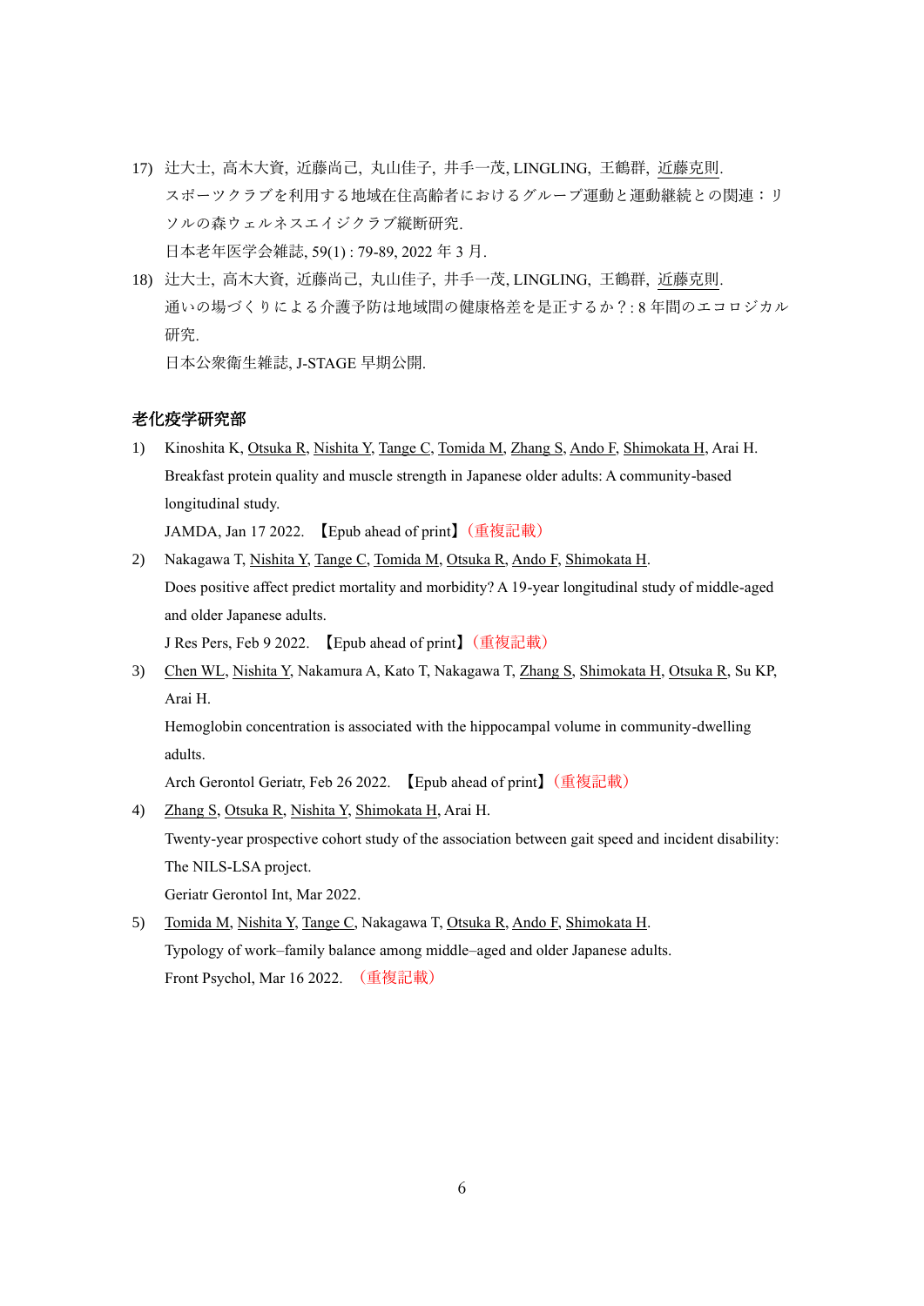17) 辻大士, 高木大資, 近藤尚己, 丸山佳子, 井手一茂, LINGLING, 王鶴群, 近藤克則.
スポーツクラブを利用する地域在住高齢者におけるグループ運動と運動継続との関連：リソルの森ウェルネスエイジクラブ縦断研究.
日本老年医学会雑誌, 59(1) : 79-89, 2022 年 3 月.

18) 辻大士, 高木大資, 近藤尚己, 丸山佳子, 井手一茂, LINGLING, 王鶴群, 近藤克則.
通いの場づくりによる介護予防は地域間の健康格差を是正するか？: 8 年間のエコロジカル研究.
日本公衆衛生雑誌, J-STAGE 早期公開.

### 老化疫学研究部

1) Kinoshita K, Otsuka R, Nishita Y, Tange C, Tomida M, Zhang S, Ando F, Shimokata H, Arai H.
Breakfast protein quality and muscle strength in Japanese older adults: A community-based longitudinal study.
JAMDA, Jan 17 2022. 【Epub ahead of print】（重複記載）

2) Nakagawa T, Nishita Y, Tange C, Tomida M, Otsuka R, Ando F, Shimokata H.
Does positive affect predict mortality and morbidity? A 19-year longitudinal study of middle-aged and older Japanese adults.
J Res Pers, Feb 9 2022. 【Epub ahead of print】（重複記載）

3) Chen WL, Nishita Y, Nakamura A, Kato T, Nakagawa T, Zhang S, Shimokata H, Otsuka R, Su KP, Arai H.
Hemoglobin concentration is associated with the hippocampal volume in community-dwelling adults.
Arch Gerontol Geriatr, Feb 26 2022. 【Epub ahead of print】（重複記載）

4) Zhang S, Otsuka R, Nishita Y, Shimokata H, Arai H.
Twenty-year prospective cohort study of the association between gait speed and incident disability: The NILS-LSA project.
Geriatr Gerontol Int, Mar 2022.

5) Tomida M, Nishita Y, Tange C, Nakagawa T, Otsuka R, Ando F, Shimokata H.
Typology of work–family balance among middle–aged and older Japanese adults.
Front Psychol, Mar 16 2022. （重複記載）